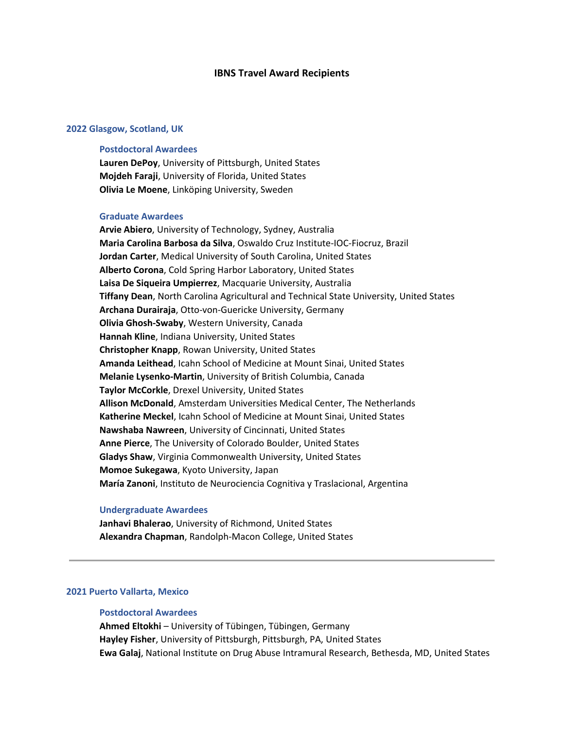# IBNS Travel Award Recipients

## 2022 Glasgow, Scotland, UK

### Postdoctoral Awardees

**Lauren DePoy**, University of Pittsburgh, United States
**Mojdeh Faraji**, University of Florida, United States
**Olivia Le Moene**, Linköping University, Sweden

### Graduate Awardees

**Arvie Abiero**, University of Technology, Sydney, Australia
**Maria Carolina Barbosa da Silva**, Oswaldo Cruz Institute-IOC-Fiocruz, Brazil
**Jordan Carter**, Medical University of South Carolina, United States
**Alberto Corona**, Cold Spring Harbor Laboratory, United States
**Laisa De Siqueira Umpierrez**, Macquarie University, Australia
**Tiffany Dean**, North Carolina Agricultural and Technical State University, United States
**Archana Durairaja**, Otto-von-Guericke University, Germany
**Olivia Ghosh-Swaby**, Western University, Canada
**Hannah Kline**, Indiana University, United States
**Christopher Knapp**, Rowan University, United States
**Amanda Leithead**, Icahn School of Medicine at Mount Sinai, United States
**Melanie Lysenko-Martin**, University of British Columbia, Canada
**Taylor McCorkle**, Drexel University, United States
**Allison McDonald**, Amsterdam Universities Medical Center, The Netherlands
**Katherine Meckel**, Icahn School of Medicine at Mount Sinai, United States
**Nawshaba Nawreen**, University of Cincinnati, United States
**Anne Pierce**, The University of Colorado Boulder, United States
**Gladys Shaw**, Virginia Commonwealth University, United States
**Momoe Sukegawa**, Kyoto University, Japan
**María Zanoni**, Instituto de Neurociencia Cognitiva y Traslacional, Argentina

### Undergraduate Awardees

**Janhavi Bhalerao**, University of Richmond, United States
**Alexandra Chapman**, Randolph-Macon College, United States

---

## 2021 Puerto Vallarta, Mexico

### Postdoctoral Awardees

**Ahmed Eltokhi** – University of Tübingen, Tübingen, Germany
**Hayley Fisher**, University of Pittsburgh, Pittsburgh, PA, United States
**Ewa Galaj**, National Institute on Drug Abuse Intramural Research, Bethesda, MD, United States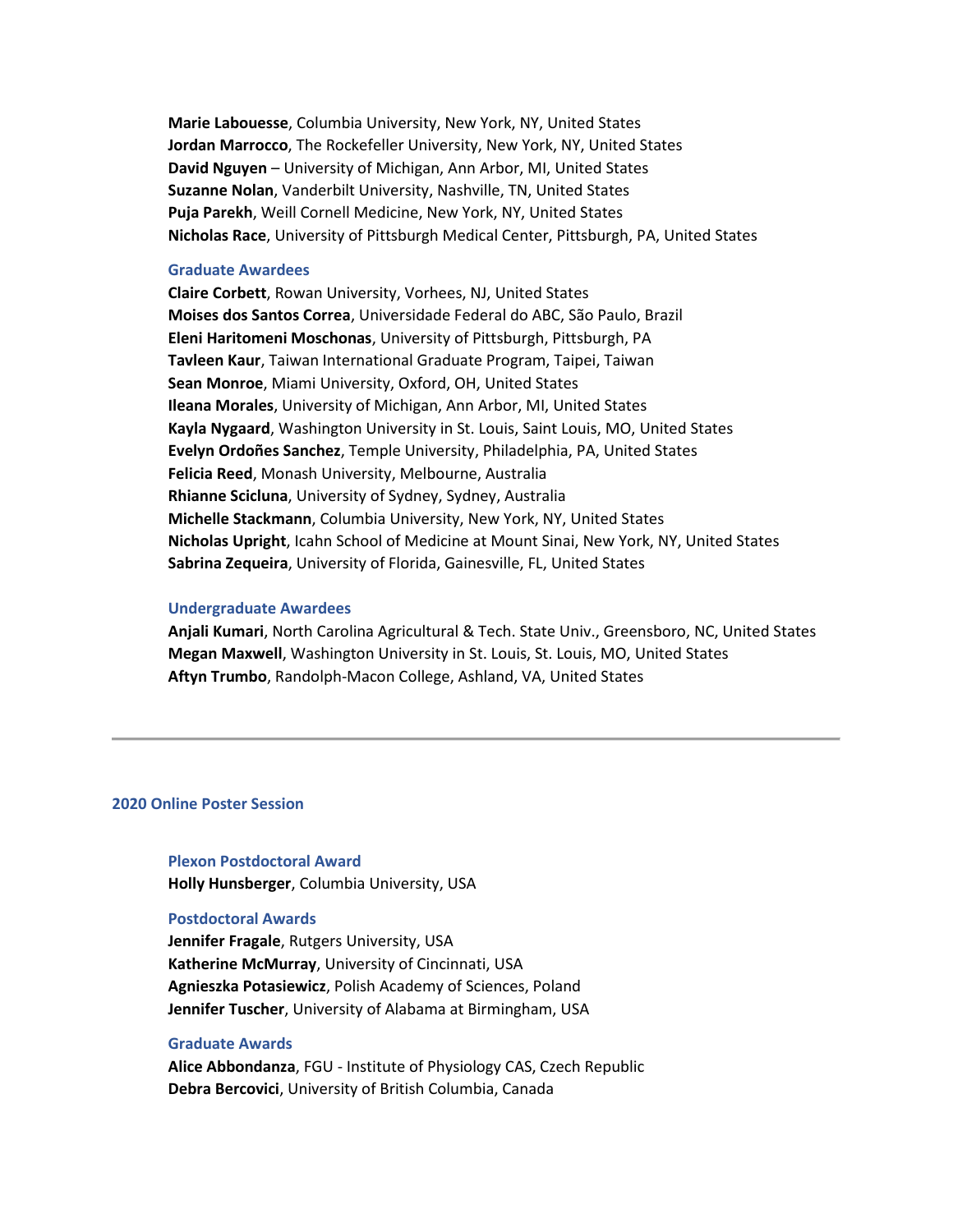**Marie Labouesse**, Columbia University, New York, NY, United States
**Jordan Marrocco**, The Rockefeller University, New York, NY, United States
**David Nguyen** – University of Michigan, Ann Arbor, MI, United States
**Suzanne Nolan**, Vanderbilt University, Nashville, TN, United States
**Puja Parekh**, Weill Cornell Medicine, New York, NY, United States
**Nicholas Race**, University of Pittsburgh Medical Center, Pittsburgh, PA, United States

### Graduate Awardees

**Claire Corbett**, Rowan University, Vorhees, NJ, United States
**Moises dos Santos Correa**, Universidade Federal do ABC, São Paulo, Brazil
**Eleni Haritomeni Moschonas**, University of Pittsburgh, Pittsburgh, PA
**Tavleen Kaur**, Taiwan International Graduate Program, Taipei, Taiwan
**Sean Monroe**, Miami University, Oxford, OH, United States
**Ileana Morales**, University of Michigan, Ann Arbor, MI, United States
**Kayla Nygaard**, Washington University in St. Louis, Saint Louis, MO, United States
**Evelyn Ordoñes Sanchez**, Temple University, Philadelphia, PA, United States
**Felicia Reed**, Monash University, Melbourne, Australia
**Rhianne Scicluna**, University of Sydney, Sydney, Australia
**Michelle Stackmann**, Columbia University, New York, NY, United States
**Nicholas Upright**, Icahn School of Medicine at Mount Sinai, New York, NY, United States
**Sabrina Zequeira**, University of Florida, Gainesville, FL, United States

### Undergraduate Awardees

**Anjali Kumari**, North Carolina Agricultural & Tech. State Univ., Greensboro, NC, United States
**Megan Maxwell**, Washington University in St. Louis, St. Louis, MO, United States
**Aftyn Trumbo**, Randolph-Macon College, Ashland, VA, United States

---

## 2020 Online Poster Session

### Plexon Postdoctoral Award

**Holly Hunsberger**, Columbia University, USA

### Postdoctoral Awards

**Jennifer Fragale**, Rutgers University, USA
**Katherine McMurray**, University of Cincinnati, USA
**Agnieszka Potasiewicz**, Polish Academy of Sciences, Poland
**Jennifer Tuscher**, University of Alabama at Birmingham, USA

### Graduate Awards

**Alice Abbondanza**, FGU - Institute of Physiology CAS, Czech Republic
**Debra Bercovici**, University of British Columbia, Canada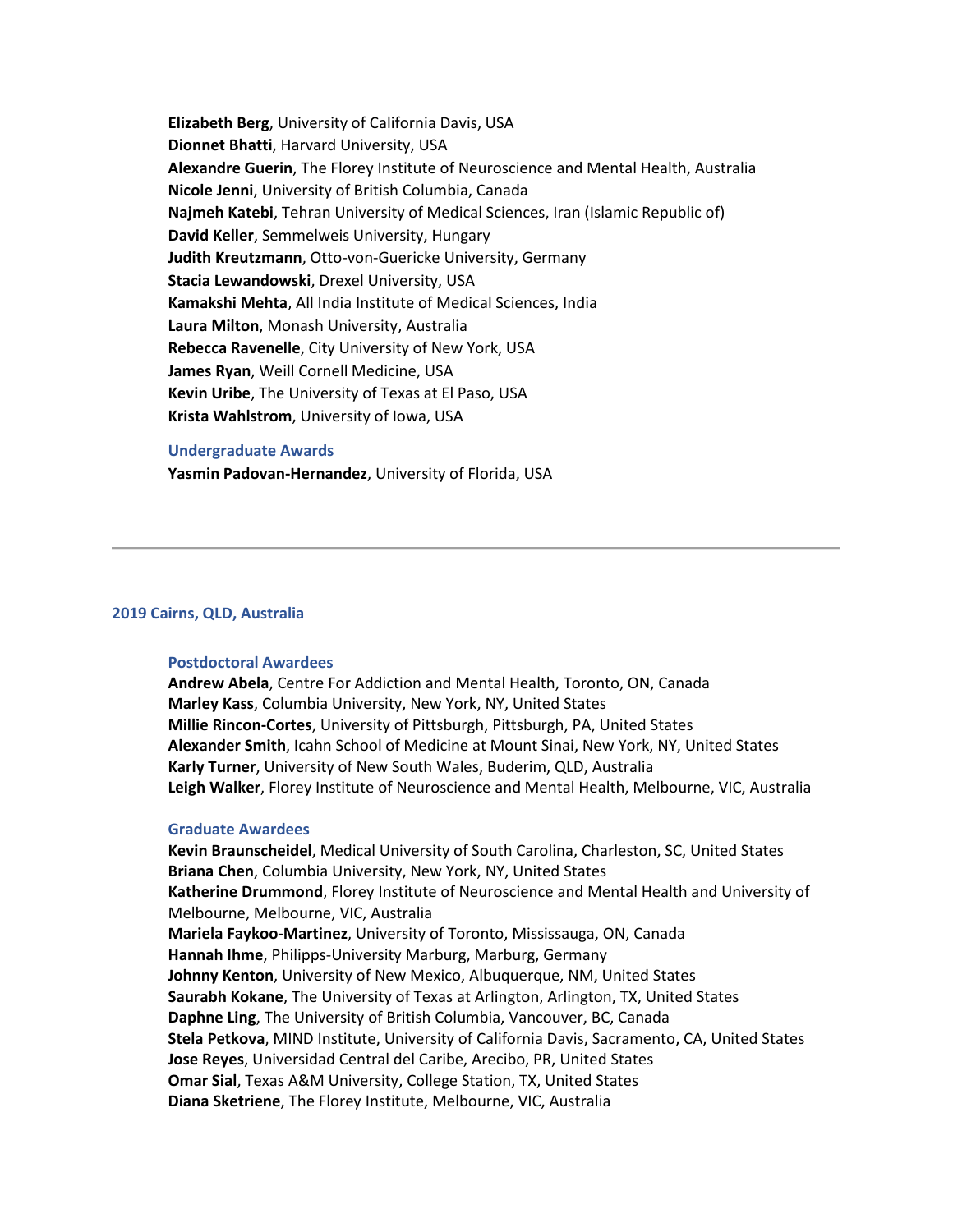**Elizabeth Berg**, University of California Davis, USA
**Dionnet Bhatti**, Harvard University, USA
**Alexandre Guerin**, The Florey Institute of Neuroscience and Mental Health, Australia
**Nicole Jenni**, University of British Columbia, Canada
**Najmeh Katebi**, Tehran University of Medical Sciences, Iran (Islamic Republic of)
**David Keller**, Semmelweis University, Hungary
**Judith Kreutzmann**, Otto-von-Guericke University, Germany
**Stacia Lewandowski**, Drexel University, USA
**Kamakshi Mehta**, All India Institute of Medical Sciences, India
**Laura Milton**, Monash University, Australia
**Rebecca Ravenelle**, City University of New York, USA
**James Ryan**, Weill Cornell Medicine, USA
**Kevin Uribe**, The University of Texas at El Paso, USA
**Krista Wahlstrom**, University of Iowa, USA

#### Undergraduate Awards

**Yasmin Padovan-Hernandez**, University of Florida, USA

---

### 2019 Cairns, QLD, Australia

#### Postdoctoral Awardees

**Andrew Abela**, Centre For Addiction and Mental Health, Toronto, ON, Canada
**Marley Kass**, Columbia University, New York, NY, United States
**Millie Rincon-Cortes**, University of Pittsburgh, Pittsburgh, PA, United States
**Alexander Smith**, Icahn School of Medicine at Mount Sinai, New York, NY, United States
**Karly Turner**, University of New South Wales, Buderim, QLD, Australia
**Leigh Walker**, Florey Institute of Neuroscience and Mental Health, Melbourne, VIC, Australia

#### Graduate Awardees

**Kevin Braunscheidel**, Medical University of South Carolina, Charleston, SC, United States
**Briana Chen**, Columbia University, New York, NY, United States
**Katherine Drummond**, Florey Institute of Neuroscience and Mental Health and University of Melbourne, Melbourne, VIC, Australia
**Mariela Faykoo-Martinez**, University of Toronto, Mississauga, ON, Canada
**Hannah Ihme**, Philipps-University Marburg, Marburg, Germany
**Johnny Kenton**, University of New Mexico, Albuquerque, NM, United States
**Saurabh Kokane**, The University of Texas at Arlington, Arlington, TX, United States
**Daphne Ling**, The University of British Columbia, Vancouver, BC, Canada
**Stela Petkova**, MIND Institute, University of California Davis, Sacramento, CA, United States
**Jose Reyes**, Universidad Central del Caribe, Arecibo, PR, United States
**Omar Sial**, Texas A&M University, College Station, TX, United States
**Diana Sketriene**, The Florey Institute, Melbourne, VIC, Australia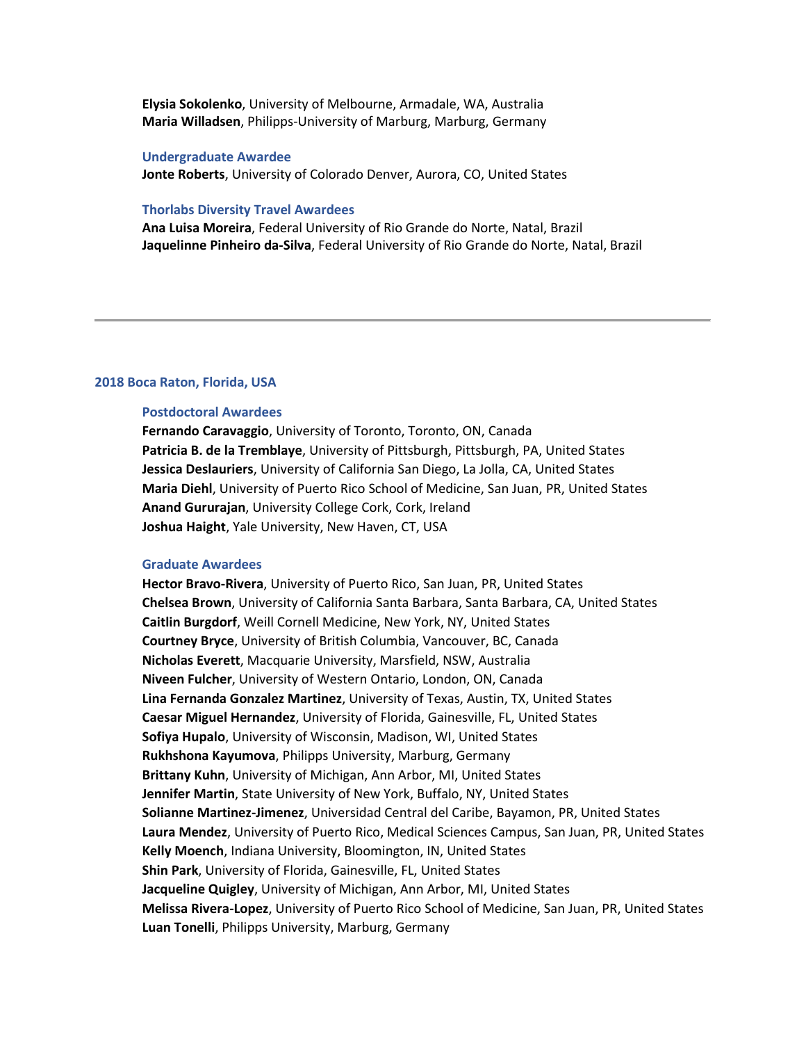**Elysia Sokolenko**, University of Melbourne, Armadale, WA, Australia
**Maria Willadsen**, Philipps-University of Marburg, Marburg, Germany

#### Undergraduate Awardee

**Jonte Roberts**, University of Colorado Denver, Aurora, CO, United States

#### Thorlabs Diversity Travel Awardees

**Ana Luisa Moreira**, Federal University of Rio Grande do Norte, Natal, Brazil
**Jaquelinne Pinheiro da-Silva**, Federal University of Rio Grande do Norte, Natal, Brazil

---

### 2018 Boca Raton, Florida, USA

#### Postdoctoral Awardees

**Fernando Caravaggio**, University of Toronto, Toronto, ON, Canada
**Patricia B. de la Tremblaye**, University of Pittsburgh, Pittsburgh, PA, United States
**Jessica Deslauriers**, University of California San Diego, La Jolla, CA, United States
**Maria Diehl**, University of Puerto Rico School of Medicine, San Juan, PR, United States
**Anand Gururajan**, University College Cork, Cork, Ireland
**Joshua Haight**, Yale University, New Haven, CT, USA

#### Graduate Awardees

**Hector Bravo-Rivera**, University of Puerto Rico, San Juan, PR, United States
**Chelsea Brown**, University of California Santa Barbara, Santa Barbara, CA, United States
**Caitlin Burgdorf**, Weill Cornell Medicine, New York, NY, United States
**Courtney Bryce**, University of British Columbia, Vancouver, BC, Canada
**Nicholas Everett**, Macquarie University, Marsfield, NSW, Australia
**Niveen Fulcher**, University of Western Ontario, London, ON, Canada
**Lina Fernanda Gonzalez Martinez**, University of Texas, Austin, TX, United States
**Caesar Miguel Hernandez**, University of Florida, Gainesville, FL, United States
**Sofiya Hupalo**, University of Wisconsin, Madison, WI, United States
**Rukhshona Kayumova**, Philipps University, Marburg, Germany
**Brittany Kuhn**, University of Michigan, Ann Arbor, MI, United States
**Jennifer Martin**, State University of New York, Buffalo, NY, United States
**Solianne Martinez-Jimenez**, Universidad Central del Caribe, Bayamon, PR, United States
**Laura Mendez**, University of Puerto Rico, Medical Sciences Campus, San Juan, PR, United States
**Kelly Moench**, Indiana University, Bloomington, IN, United States
**Shin Park**, University of Florida, Gainesville, FL, United States
**Jacqueline Quigley**, University of Michigan, Ann Arbor, MI, United States
**Melissa Rivera-Lopez**, University of Puerto Rico School of Medicine, San Juan, PR, United States
**Luan Tonelli**, Philipps University, Marburg, Germany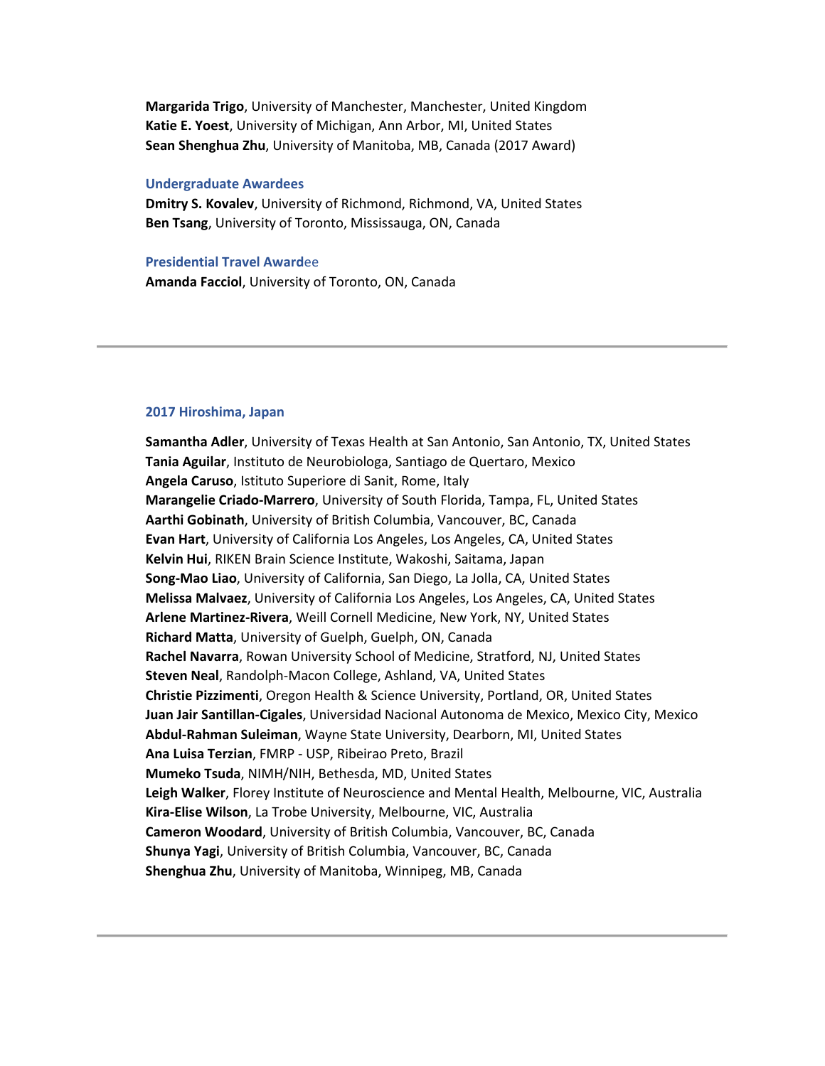**Margarida Trigo**, University of Manchester, Manchester, United Kingdom
**Katie E. Yoest**, University of Michigan, Ann Arbor, MI, United States
**Sean Shenghua Zhu**, University of Manitoba, MB, Canada (2017 Award)

### Undergraduate Awardees

**Dmitry S. Kovalev**, University of Richmond, Richmond, VA, United States
**Ben Tsang**, University of Toronto, Mississauga, ON, Canada

### Presidential Travel Awardee

**Amanda Facciol**, University of Toronto, ON, Canada

---

## 2017 Hiroshima, Japan

**Samantha Adler**, University of Texas Health at San Antonio, San Antonio, TX, United States
**Tania Aguilar**, Instituto de Neurobiologa, Santiago de Quertaro, Mexico
**Angela Caruso**, Istituto Superiore di Sanit, Rome, Italy
**Marangelie Criado-Marrero**, University of South Florida, Tampa, FL, United States
**Aarthi Gobinath**, University of British Columbia, Vancouver, BC, Canada
**Evan Hart**, University of California Los Angeles, Los Angeles, CA, United States
**Kelvin Hui**, RIKEN Brain Science Institute, Wakoshi, Saitama, Japan
**Song-Mao Liao**, University of California, San Diego, La Jolla, CA, United States
**Melissa Malvaez**, University of California Los Angeles, Los Angeles, CA, United States
**Arlene Martinez-Rivera**, Weill Cornell Medicine, New York, NY, United States
**Richard Matta**, University of Guelph, Guelph, ON, Canada
**Rachel Navarra**, Rowan University School of Medicine, Stratford, NJ, United States
**Steven Neal**, Randolph-Macon College, Ashland, VA, United States
**Christie Pizzimenti**, Oregon Health & Science University, Portland, OR, United States
**Juan Jair Santillan-Cigales**, Universidad Nacional Autonoma de Mexico, Mexico City, Mexico
**Abdul-Rahman Suleiman**, Wayne State University, Dearborn, MI, United States
**Ana Luisa Terzian**, FMRP - USP, Ribeirao Preto, Brazil
**Mumeko Tsuda**, NIMH/NIH, Bethesda, MD, United States
**Leigh Walker**, Florey Institute of Neuroscience and Mental Health, Melbourne, VIC, Australia
**Kira-Elise Wilson**, La Trobe University, Melbourne, VIC, Australia
**Cameron Woodard**, University of British Columbia, Vancouver, BC, Canada
**Shunya Yagi**, University of British Columbia, Vancouver, BC, Canada
**Shenghua Zhu**, University of Manitoba, Winnipeg, MB, Canada

---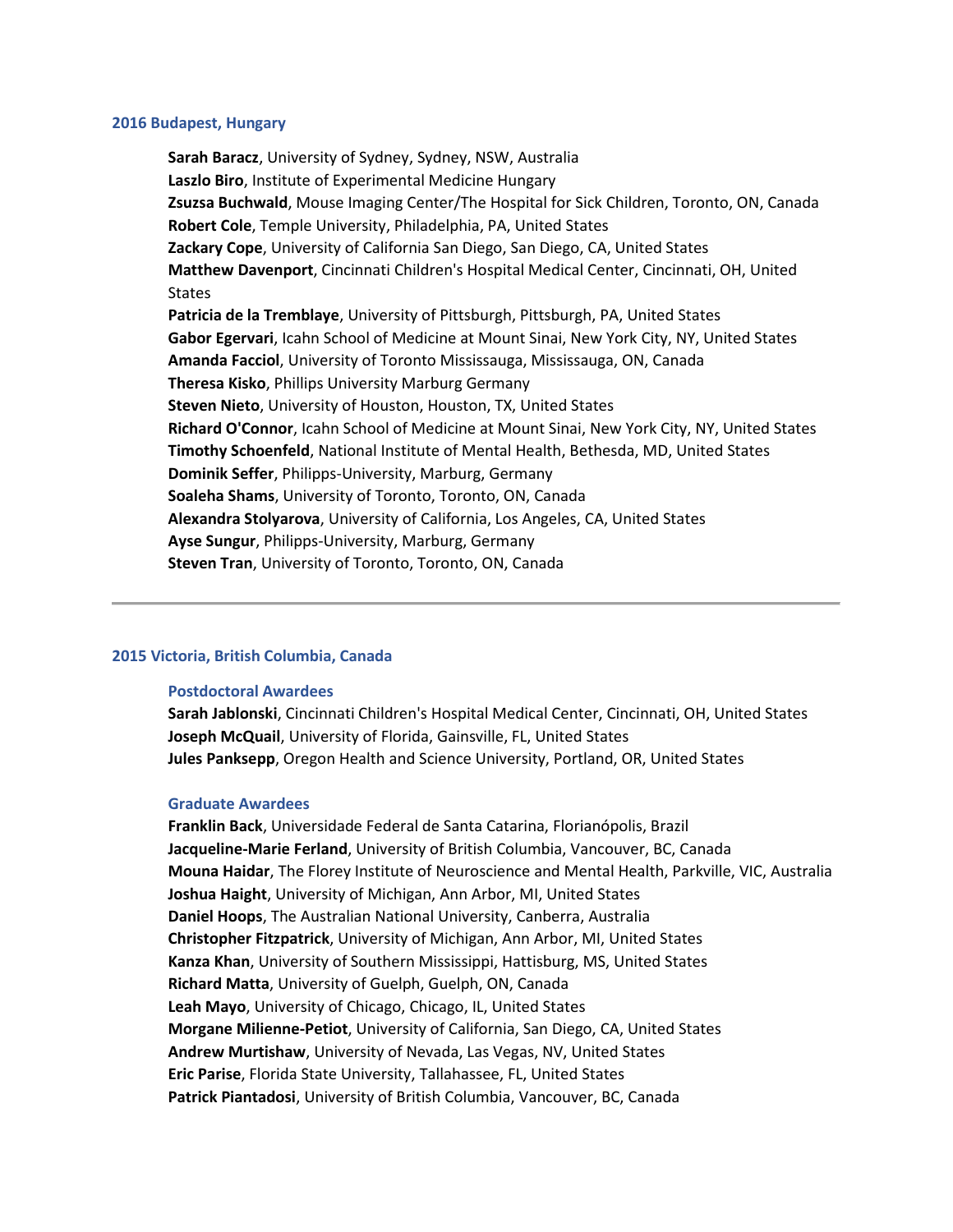### 2016 Budapest, Hungary

**Sarah Baracz**, University of Sydney, Sydney, NSW, Australia
**Laszlo Biro**, Institute of Experimental Medicine Hungary
**Zsuzsa Buchwald**, Mouse Imaging Center/The Hospital for Sick Children, Toronto, ON, Canada
**Robert Cole**, Temple University, Philadelphia, PA, United States
**Zackary Cope**, University of California San Diego, San Diego, CA, United States
**Matthew Davenport**, Cincinnati Children's Hospital Medical Center, Cincinnati, OH, United States
**Patricia de la Tremblaye**, University of Pittsburgh, Pittsburgh, PA, United States
**Gabor Egervari**, Icahn School of Medicine at Mount Sinai, New York City, NY, United States
**Amanda Facciol**, University of Toronto Mississauga, Mississauga, ON, Canada
**Theresa Kisko**, Phillips University Marburg Germany
**Steven Nieto**, University of Houston, Houston, TX, United States
**Richard O'Connor**, Icahn School of Medicine at Mount Sinai, New York City, NY, United States
**Timothy Schoenfeld**, National Institute of Mental Health, Bethesda, MD, United States
**Dominik Seffer**, Philipps-University, Marburg, Germany
**Soaleha Shams**, University of Toronto, Toronto, ON, Canada
**Alexandra Stolyarova**, University of California, Los Angeles, CA, United States
**Ayse Sungur**, Philipps-University, Marburg, Germany
**Steven Tran**, University of Toronto, Toronto, ON, Canada

---

### 2015 Victoria, British Columbia, Canada

#### Postdoctoral Awardees

**Sarah Jablonski**, Cincinnati Children's Hospital Medical Center, Cincinnati, OH, United States
**Joseph McQuail**, University of Florida, Gainsville, FL, United States
**Jules Panksepp**, Oregon Health and Science University, Portland, OR, United States

#### Graduate Awardees

**Franklin Back**, Universidade Federal de Santa Catarina, Florianópolis, Brazil
**Jacqueline-Marie Ferland**, University of British Columbia, Vancouver, BC, Canada
**Mouna Haidar**, The Florey Institute of Neuroscience and Mental Health, Parkville, VIC, Australia
**Joshua Haight**, University of Michigan, Ann Arbor, MI, United States
**Daniel Hoops**, The Australian National University, Canberra, Australia
**Christopher Fitzpatrick**, University of Michigan, Ann Arbor, MI, United States
**Kanza Khan**, University of Southern Mississippi, Hattisburg, MS, United States
**Richard Matta**, University of Guelph, Guelph, ON, Canada
**Leah Mayo**, University of Chicago, Chicago, IL, United States
**Morgane Milienne-Petiot**, University of California, San Diego, CA, United States
**Andrew Murtishaw**, University of Nevada, Las Vegas, NV, United States
**Eric Parise**, Florida State University, Tallahassee, FL, United States
**Patrick Piantadosi**, University of British Columbia, Vancouver, BC, Canada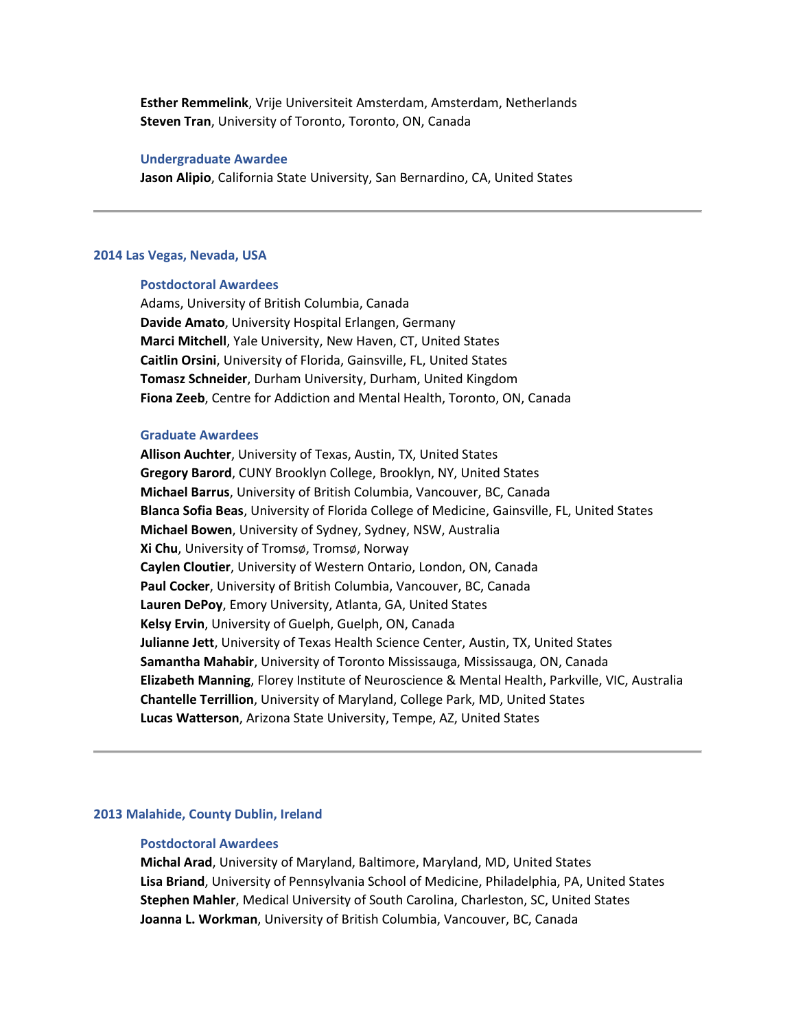**Esther Remmelink**, Vrije Universiteit Amsterdam, Amsterdam, Netherlands
**Steven Tran**, University of Toronto, Toronto, ON, Canada

### Undergraduate Awardee

**Jason Alipio**, California State University, San Bernardino, CA, United States

---

## 2014 Las Vegas, Nevada, USA

### Postdoctoral Awardees

Adams, University of British Columbia, Canada
**Davide Amato**, University Hospital Erlangen, Germany
**Marci Mitchell**, Yale University, New Haven, CT, United States
**Caitlin Orsini**, University of Florida, Gainsville, FL, United States
**Tomasz Schneider**, Durham University, Durham, United Kingdom
**Fiona Zeeb**, Centre for Addiction and Mental Health, Toronto, ON, Canada

### Graduate Awardees

**Allison Auchter**, University of Texas, Austin, TX, United States
**Gregory Barord**, CUNY Brooklyn College, Brooklyn, NY, United States
**Michael Barrus**, University of British Columbia, Vancouver, BC, Canada
**Blanca Sofia Beas**, University of Florida College of Medicine, Gainsville, FL, United States
**Michael Bowen**, University of Sydney, Sydney, NSW, Australia
**Xi Chu**, University of Tromsø, Tromsø, Norway
**Caylen Cloutier**, University of Western Ontario, London, ON, Canada
**Paul Cocker**, University of British Columbia, Vancouver, BC, Canada
**Lauren DePoy**, Emory University, Atlanta, GA, United States
**Kelsy Ervin**, University of Guelph, Guelph, ON, Canada
**Julianne Jett**, University of Texas Health Science Center, Austin, TX, United States
**Samantha Mahabir**, University of Toronto Mississauga, Mississauga, ON, Canada
**Elizabeth Manning**, Florey Institute of Neuroscience & Mental Health, Parkville, VIC, Australia
**Chantelle Terrillion**, University of Maryland, College Park, MD, United States
**Lucas Watterson**, Arizona State University, Tempe, AZ, United States

---

## 2013 Malahide, County Dublin, Ireland

### Postdoctoral Awardees

**Michal Arad**, University of Maryland, Baltimore, Maryland, MD, United States
**Lisa Briand**, University of Pennsylvania School of Medicine, Philadelphia, PA, United States
**Stephen Mahler**, Medical University of South Carolina, Charleston, SC, United States
**Joanna L. Workman**, University of British Columbia, Vancouver, BC, Canada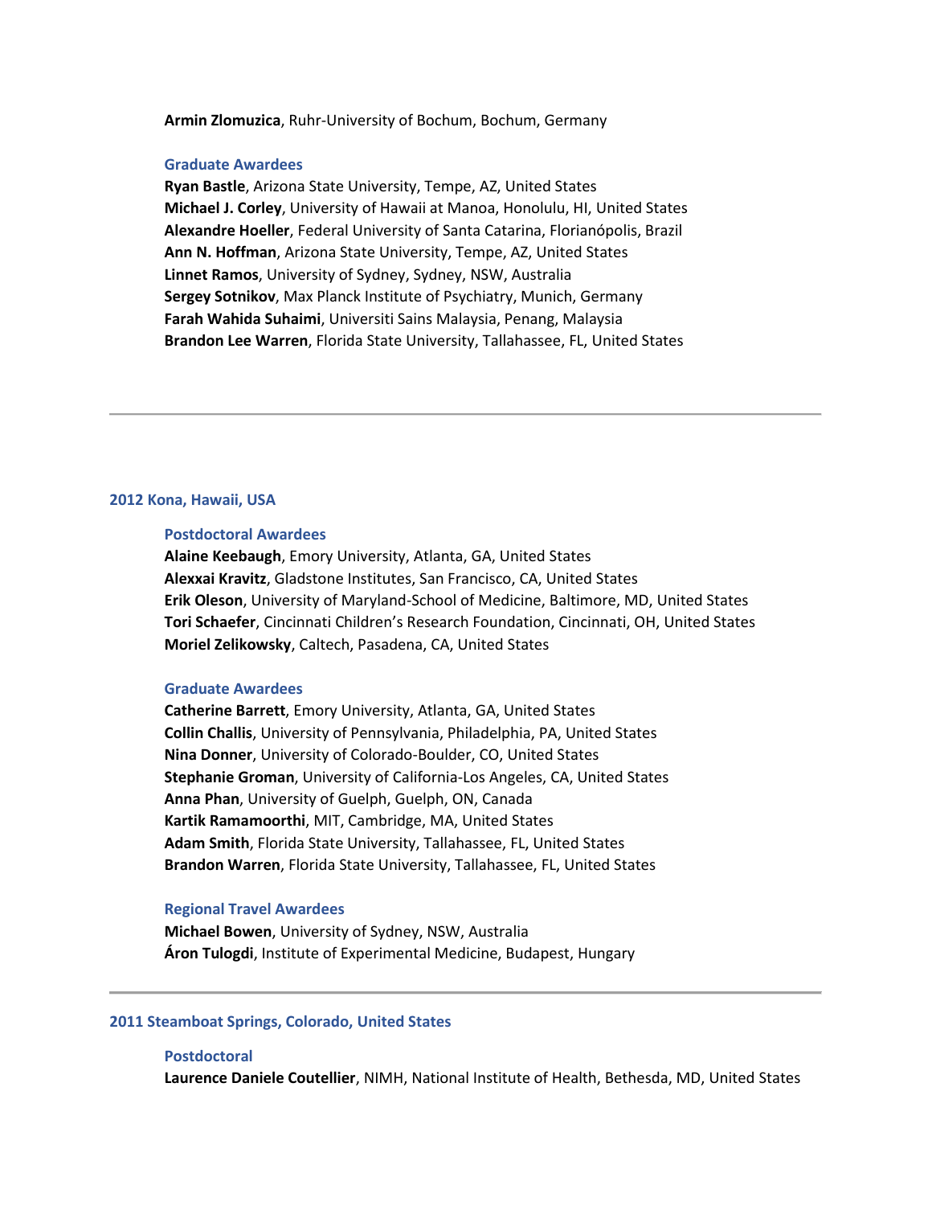**Armin Zlomuzica**, Ruhr-University of Bochum, Bochum, Germany

### Graduate Awardees

**Ryan Bastle**, Arizona State University, Tempe, AZ, United States
**Michael J. Corley**, University of Hawaii at Manoa, Honolulu, HI, United States
**Alexandre Hoeller**, Federal University of Santa Catarina, Florianópolis, Brazil
**Ann N. Hoffman**, Arizona State University, Tempe, AZ, United States
**Linnet Ramos**, University of Sydney, Sydney, NSW, Australia
**Sergey Sotnikov**, Max Planck Institute of Psychiatry, Munich, Germany
**Farah Wahida Suhaimi**, Universiti Sains Malaysia, Penang, Malaysia
**Brandon Lee Warren**, Florida State University, Tallahassee, FL, United States

---

## 2012 Kona, Hawaii, USA

### Postdoctoral Awardees

**Alaine Keebaugh**, Emory University, Atlanta, GA, United States
**Alexxai Kravitz**, Gladstone Institutes, San Francisco, CA, United States
**Erik Oleson**, University of Maryland-School of Medicine, Baltimore, MD, United States
**Tori Schaefer**, Cincinnati Children's Research Foundation, Cincinnati, OH, United States
**Moriel Zelikowsky**, Caltech, Pasadena, CA, United States

### Graduate Awardees

**Catherine Barrett**, Emory University, Atlanta, GA, United States
**Collin Challis**, University of Pennsylvania, Philadelphia, PA, United States
**Nina Donner**, University of Colorado-Boulder, CO, United States
**Stephanie Groman**, University of California-Los Angeles, CA, United States
**Anna Phan**, University of Guelph, Guelph, ON, Canada
**Kartik Ramamoorthi**, MIT, Cambridge, MA, United States
**Adam Smith**, Florida State University, Tallahassee, FL, United States
**Brandon Warren**, Florida State University, Tallahassee, FL, United States

### Regional Travel Awardees

**Michael Bowen**, University of Sydney, NSW, Australia
**Áron Tulogdi**, Institute of Experimental Medicine, Budapest, Hungary

---

## 2011 Steamboat Springs, Colorado, United States

### Postdoctoral

**Laurence Daniele Coutellier**, NIMH, National Institute of Health, Bethesda, MD, United States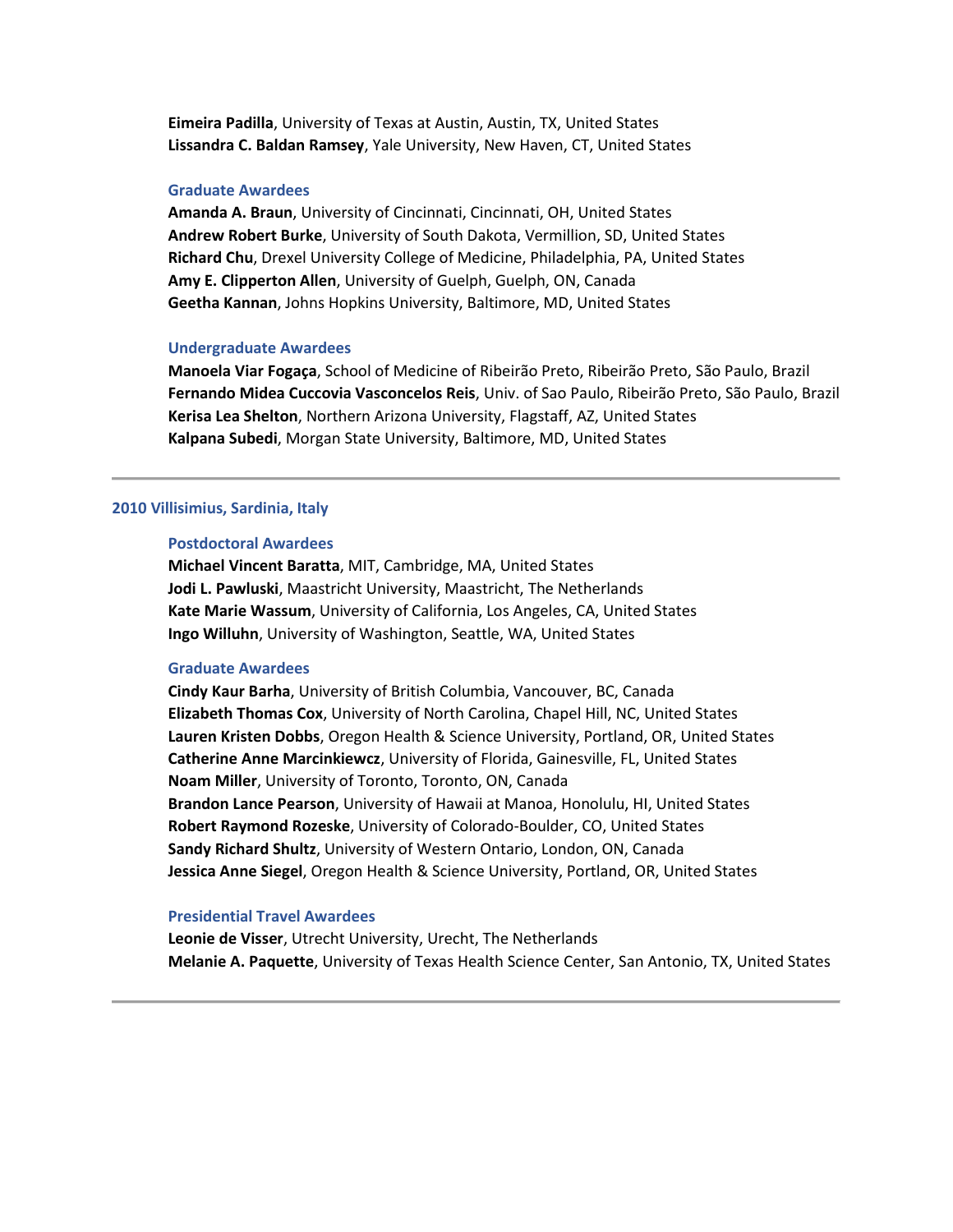**Eimeira Padilla**, University of Texas at Austin, Austin, TX, United States
**Lissandra C. Baldan Ramsey**, Yale University, New Haven, CT, United States

### Graduate Awardees

**Amanda A. Braun**, University of Cincinnati, Cincinnati, OH, United States
**Andrew Robert Burke**, University of South Dakota, Vermillion, SD, United States
**Richard Chu**, Drexel University College of Medicine, Philadelphia, PA, United States
**Amy E. Clipperton Allen**, University of Guelph, Guelph, ON, Canada
**Geetha Kannan**, Johns Hopkins University, Baltimore, MD, United States

### Undergraduate Awardees

**Manoela Viar Fogaça**, School of Medicine of Ribeirão Preto, Ribeirão Preto, São Paulo, Brazil
**Fernando Midea Cuccovia Vasconcelos Reis**, Univ. of Sao Paulo, Ribeirão Preto, São Paulo, Brazil
**Kerisa Lea Shelton**, Northern Arizona University, Flagstaff, AZ, United States
**Kalpana Subedi**, Morgan State University, Baltimore, MD, United States

---

## 2010 Villisimius, Sardinia, Italy

### Postdoctoral Awardees

**Michael Vincent Baratta**, MIT, Cambridge, MA, United States
**Jodi L. Pawluski**, Maastricht University, Maastricht, The Netherlands
**Kate Marie Wassum**, University of California, Los Angeles, CA, United States
**Ingo Willuhn**, University of Washington, Seattle, WA, United States

### Graduate Awardees

**Cindy Kaur Barha**, University of British Columbia, Vancouver, BC, Canada
**Elizabeth Thomas Cox**, University of North Carolina, Chapel Hill, NC, United States
**Lauren Kristen Dobbs**, Oregon Health & Science University, Portland, OR, United States
**Catherine Anne Marcinkiewcz**, University of Florida, Gainesville, FL, United States
**Noam Miller**, University of Toronto, Toronto, ON, Canada
**Brandon Lance Pearson**, University of Hawaii at Manoa, Honolulu, HI, United States
**Robert Raymond Rozeske**, University of Colorado-Boulder, CO, United States
**Sandy Richard Shultz**, University of Western Ontario, London, ON, Canada
**Jessica Anne Siegel**, Oregon Health & Science University, Portland, OR, United States

### Presidential Travel Awardees

**Leonie de Visser**, Utrecht University, Urecht, The Netherlands
**Melanie A. Paquette**, University of Texas Health Science Center, San Antonio, TX, United States

---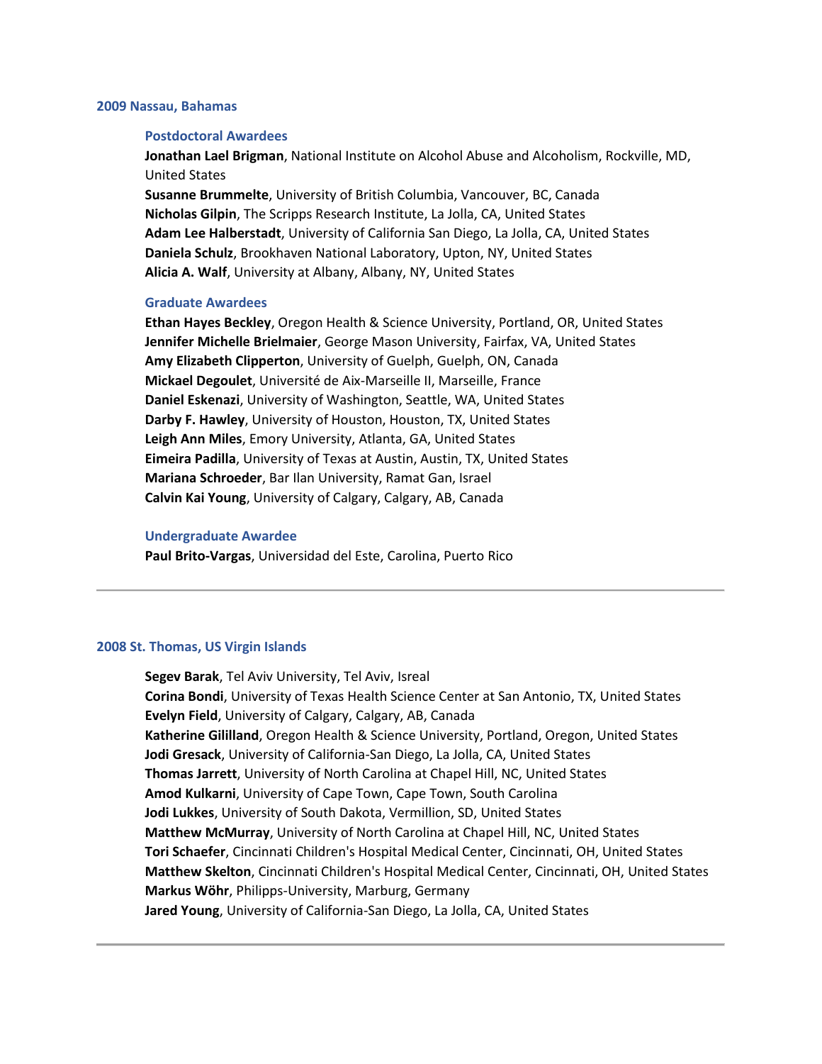## 2009 Nassau, Bahamas

### Postdoctoral Awardees

**Jonathan Lael Brigman**, National Institute on Alcohol Abuse and Alcoholism, Rockville, MD, United States
**Susanne Brummelte**, University of British Columbia, Vancouver, BC, Canada
**Nicholas Gilpin**, The Scripps Research Institute, La Jolla, CA, United States
**Adam Lee Halberstadt**, University of California San Diego, La Jolla, CA, United States
**Daniela Schulz**, Brookhaven National Laboratory, Upton, NY, United States
**Alicia A. Walf**, University at Albany, Albany, NY, United States

### Graduate Awardees

**Ethan Hayes Beckley**, Oregon Health & Science University, Portland, OR, United States
**Jennifer Michelle Brielmaier**, George Mason University, Fairfax, VA, United States
**Amy Elizabeth Clipperton**, University of Guelph, Guelph, ON, Canada
**Mickael Degoulet**, Université de Aix-Marseille II, Marseille, France
**Daniel Eskenazi**, University of Washington, Seattle, WA, United States
**Darby F. Hawley**, University of Houston, Houston, TX, United States
**Leigh Ann Miles**, Emory University, Atlanta, GA, United States
**Eimeira Padilla**, University of Texas at Austin, Austin, TX, United States
**Mariana Schroeder**, Bar Ilan University, Ramat Gan, Israel
**Calvin Kai Young**, University of Calgary, Calgary, AB, Canada

### Undergraduate Awardee

**Paul Brito-Vargas**, Universidad del Este, Carolina, Puerto Rico

---

## 2008 St. Thomas, US Virgin Islands

**Segev Barak**, Tel Aviv University, Tel Aviv, Isreal
**Corina Bondi**, University of Texas Health Science Center at San Antonio, TX, United States
**Evelyn Field**, University of Calgary, Calgary, AB, Canada
**Katherine Gililland**, Oregon Health & Science University, Portland, Oregon, United States
**Jodi Gresack**, University of California-San Diego, La Jolla, CA, United States
**Thomas Jarrett**, University of North Carolina at Chapel Hill, NC, United States
**Amod Kulkarni**, University of Cape Town, Cape Town, South Carolina
**Jodi Lukkes**, University of South Dakota, Vermillion, SD, United States
**Matthew McMurray**, University of North Carolina at Chapel Hill, NC, United States
**Tori Schaefer**, Cincinnati Children's Hospital Medical Center, Cincinnati, OH, United States
**Matthew Skelton**, Cincinnati Children's Hospital Medical Center, Cincinnati, OH, United States
**Markus Wöhr**, Philipps-University, Marburg, Germany
**Jared Young**, University of California-San Diego, La Jolla, CA, United States

---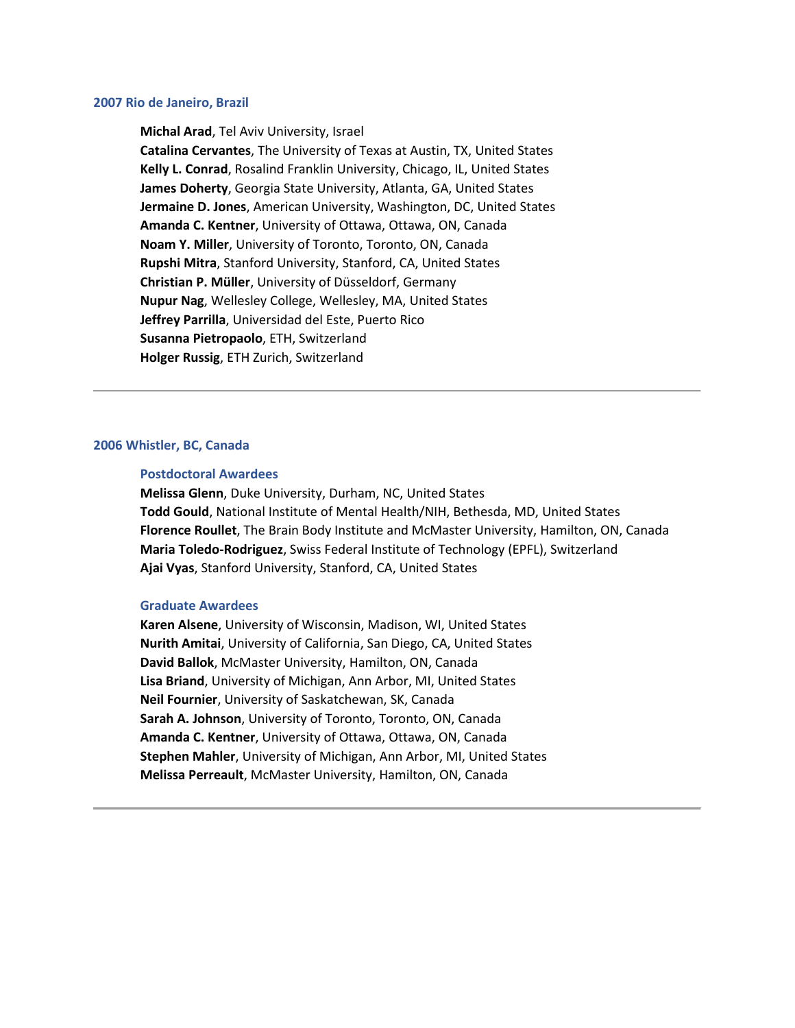## 2007 Rio de Janeiro, Brazil

**Michal Arad**, Tel Aviv University, Israel
**Catalina Cervantes**, The University of Texas at Austin, TX, United States
**Kelly L. Conrad**, Rosalind Franklin University, Chicago, IL, United States
**James Doherty**, Georgia State University, Atlanta, GA, United States
**Jermaine D. Jones**, American University, Washington, DC, United States
**Amanda C. Kentner**, University of Ottawa, Ottawa, ON, Canada
**Noam Y. Miller**, University of Toronto, Toronto, ON, Canada
**Rupshi Mitra**, Stanford University, Stanford, CA, United States
**Christian P. Müller**, University of Düsseldorf, Germany
**Nupur Nag**, Wellesley College, Wellesley, MA, United States
**Jeffrey Parrilla**, Universidad del Este, Puerto Rico
**Susanna Pietropaolo**, ETH, Switzerland
**Holger Russig**, ETH Zurich, Switzerland

---

## 2006 Whistler, BC, Canada

### Postdoctoral Awardees

**Melissa Glenn**, Duke University, Durham, NC, United States
**Todd Gould**, National Institute of Mental Health/NIH, Bethesda, MD, United States
**Florence Roullet**, The Brain Body Institute and McMaster University, Hamilton, ON, Canada
**Maria Toledo-Rodriguez**, Swiss Federal Institute of Technology (EPFL), Switzerland
**Ajai Vyas**, Stanford University, Stanford, CA, United States

### Graduate Awardees

**Karen Alsene**, University of Wisconsin, Madison, WI, United States
**Nurith Amitai**, University of California, San Diego, CA, United States
**David Ballok**, McMaster University, Hamilton, ON, Canada
**Lisa Briand**, University of Michigan, Ann Arbor, MI, United States
**Neil Fournier**, University of Saskatchewan, SK, Canada
**Sarah A. Johnson**, University of Toronto, Toronto, ON, Canada
**Amanda C. Kentner**, University of Ottawa, Ottawa, ON, Canada
**Stephen Mahler**, University of Michigan, Ann Arbor, MI, United States
**Melissa Perreault**, McMaster University, Hamilton, ON, Canada

---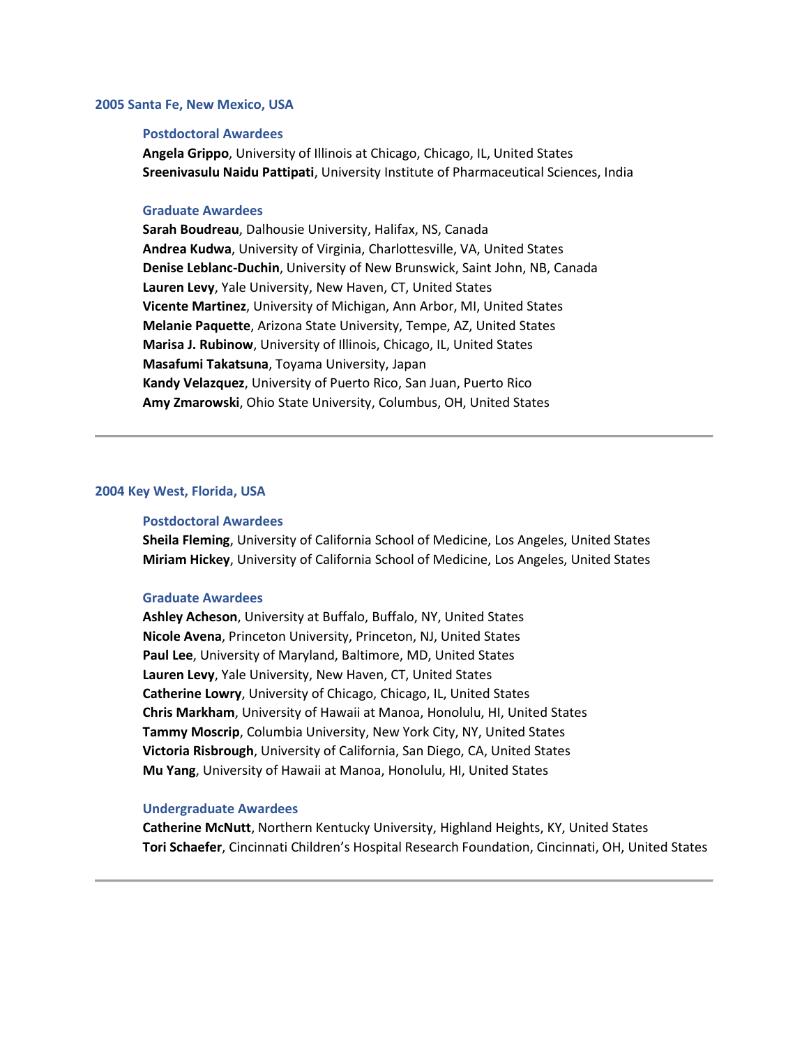## 2005 Santa Fe, New Mexico, USA

### Postdoctoral Awardees

**Angela Grippo**, University of Illinois at Chicago, Chicago, IL, United States
**Sreenivasulu Naidu Pattipati**, University Institute of Pharmaceutical Sciences, India

### Graduate Awardees

**Sarah Boudreau**, Dalhousie University, Halifax, NS, Canada
**Andrea Kudwa**, University of Virginia, Charlottesville, VA, United States
**Denise Leblanc-Duchin**, University of New Brunswick, Saint John, NB, Canada
**Lauren Levy**, Yale University, New Haven, CT, United States
**Vicente Martinez**, University of Michigan, Ann Arbor, MI, United States
**Melanie Paquette**, Arizona State University, Tempe, AZ, United States
**Marisa J. Rubinow**, University of Illinois, Chicago, IL, United States
**Masafumi Takatsuna**, Toyama University, Japan
**Kandy Velazquez**, University of Puerto Rico, San Juan, Puerto Rico
**Amy Zmarowski**, Ohio State University, Columbus, OH, United States

---

## 2004 Key West, Florida, USA

### Postdoctoral Awardees

**Sheila Fleming**, University of California School of Medicine, Los Angeles, United States
**Miriam Hickey**, University of California School of Medicine, Los Angeles, United States

### Graduate Awardees

**Ashley Acheson**, University at Buffalo, Buffalo, NY, United States
**Nicole Avena**, Princeton University, Princeton, NJ, United States
**Paul Lee**, University of Maryland, Baltimore, MD, United States
**Lauren Levy**, Yale University, New Haven, CT, United States
**Catherine Lowry**, University of Chicago, Chicago, IL, United States
**Chris Markham**, University of Hawaii at Manoa, Honolulu, HI, United States
**Tammy Moscrip**, Columbia University, New York City, NY, United States
**Victoria Risbrough**, University of California, San Diego, CA, United States
**Mu Yang**, University of Hawaii at Manoa, Honolulu, HI, United States

### Undergraduate Awardees

**Catherine McNutt**, Northern Kentucky University, Highland Heights, KY, United States
**Tori Schaefer**, Cincinnati Children's Hospital Research Foundation, Cincinnati, OH, United States

---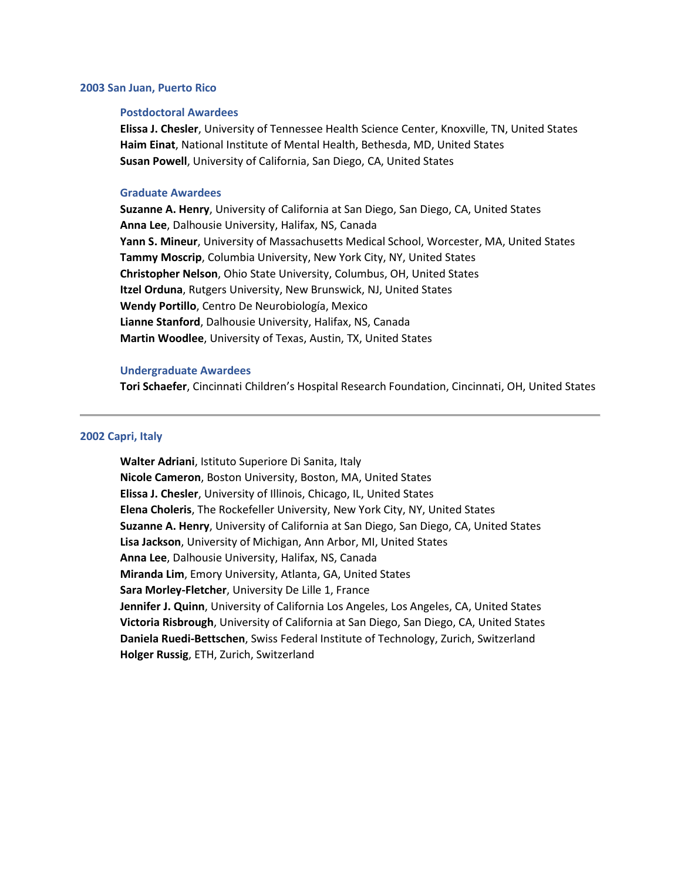## 2003 San Juan, Puerto Rico

### Postdoctoral Awardees

**Elissa J. Chesler**, University of Tennessee Health Science Center, Knoxville, TN, United States
**Haim Einat**, National Institute of Mental Health, Bethesda, MD, United States
**Susan Powell**, University of California, San Diego, CA, United States

### Graduate Awardees

**Suzanne A. Henry**, University of California at San Diego, San Diego, CA, United States
**Anna Lee**, Dalhousie University, Halifax, NS, Canada
**Yann S. Mineur**, University of Massachusetts Medical School, Worcester, MA, United States
**Tammy Moscrip**, Columbia University, New York City, NY, United States
**Christopher Nelson**, Ohio State University, Columbus, OH, United States
**Itzel Orduna**, Rutgers University, New Brunswick, NJ, United States
**Wendy Portillo**, Centro De Neurobiología, Mexico
**Lianne Stanford**, Dalhousie University, Halifax, NS, Canada
**Martin Woodlee**, University of Texas, Austin, TX, United States

### Undergraduate Awardees

**Tori Schaefer**, Cincinnati Children's Hospital Research Foundation, Cincinnati, OH, United States

---

## 2002 Capri, Italy

**Walter Adriani**, Istituto Superiore Di Sanita, Italy
**Nicole Cameron**, Boston University, Boston, MA, United States
**Elissa J. Chesler**, University of Illinois, Chicago, IL, United States
**Elena Choleris**, The Rockefeller University, New York City, NY, United States
**Suzanne A. Henry**, University of California at San Diego, San Diego, CA, United States
**Lisa Jackson**, University of Michigan, Ann Arbor, MI, United States
**Anna Lee**, Dalhousie University, Halifax, NS, Canada
**Miranda Lim**, Emory University, Atlanta, GA, United States
**Sara Morley-Fletcher**, University De Lille 1, France
**Jennifer J. Quinn**, University of California Los Angeles, Los Angeles, CA, United States
**Victoria Risbrough**, University of California at San Diego, San Diego, CA, United States
**Daniela Ruedi-Bettschen**, Swiss Federal Institute of Technology, Zurich, Switzerland
**Holger Russig**, ETH, Zurich, Switzerland